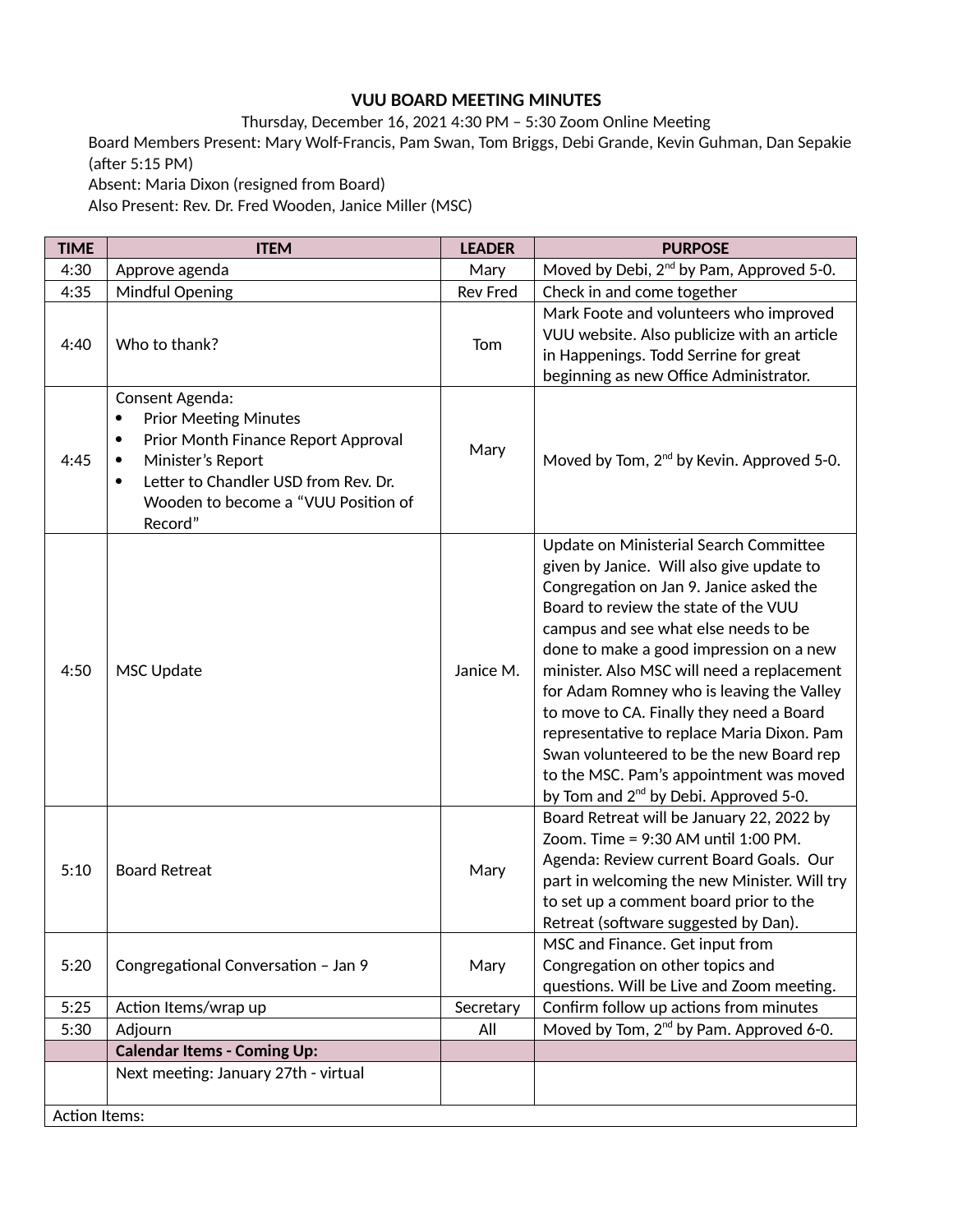# VUU BOARD MEETING MINUTES

Thursday, December 16, 2021 4:30 PM – 5:30 Zoom Online Meeting

Board Members Present: Mary Wolf-Francis, Pam Swan, Tom Briggs, Debi Grande, Kevin Guhman, Dan Sepakie (after 5:15 PM)

Absent: Maria Dixon (resigned from Board)

Also Present: Rev. Dr. Fred Wooden, Janice Miller (MSC)

| TIME | ITEM | LEADER | PURPOSE |
|---|---|---|---|
| 4:30 | Approve agenda | Mary | Moved by Debi, 2nd by Pam, Approved 5-0. |
| 4:35 | Mindful Opening | Rev Fred | Check in and come together |
| 4:40 | Who to thank? | Tom | Mark Foote and volunteers who improved VUU website. Also publicize with an article in Happenings. Todd Serrine for great beginning as new Office Administrator. |
| 4:45 | Consent Agenda:<br>• Prior Meeting Minutes<br>• Prior Month Finance Report Approval<br>• Minister's Report<br>• Letter to Chandler USD from Rev. Dr. Wooden to become a "VUU Position of Record" | Mary | Moved by Tom, 2nd by Kevin. Approved 5-0. |
| 4:50 | MSC Update | Janice M. | Update on Ministerial Search Committee given by Janice. Will also give update to Congregation on Jan 9. Janice asked the Board to review the state of the VUU campus and see what else needs to be done to make a good impression on a new minister. Also MSC will need a replacement for Adam Romney who is leaving the Valley to move to CA. Finally they need a Board representative to replace Maria Dixon. Pam Swan volunteered to be the new Board rep to the MSC. Pam's appointment was moved by Tom and 2nd by Debi. Approved 5-0. |
| 5:10 | Board Retreat | Mary | Board Retreat will be January 22, 2022 by Zoom. Time = 9:30 AM until 1:00 PM. Agenda: Review current Board Goals. Our part in welcoming the new Minister. Will try to set up a comment board prior to the Retreat (software suggested by Dan). |
| 5:20 | Congregational Conversation – Jan 9 | Mary | MSC and Finance. Get input from Congregation on other topics and questions. Will be Live and Zoom meeting. |
| 5:25 | Action Items/wrap up | Secretary | Confirm follow up actions from minutes |
| 5:30 | Adjourn | All | Moved by Tom, 2nd by Pam. Approved 6-0. |
| | **Calendar Items - Coming Up:** | | |
| | Next meeting: January 27th - virtual | | |
| Action Items: | | | |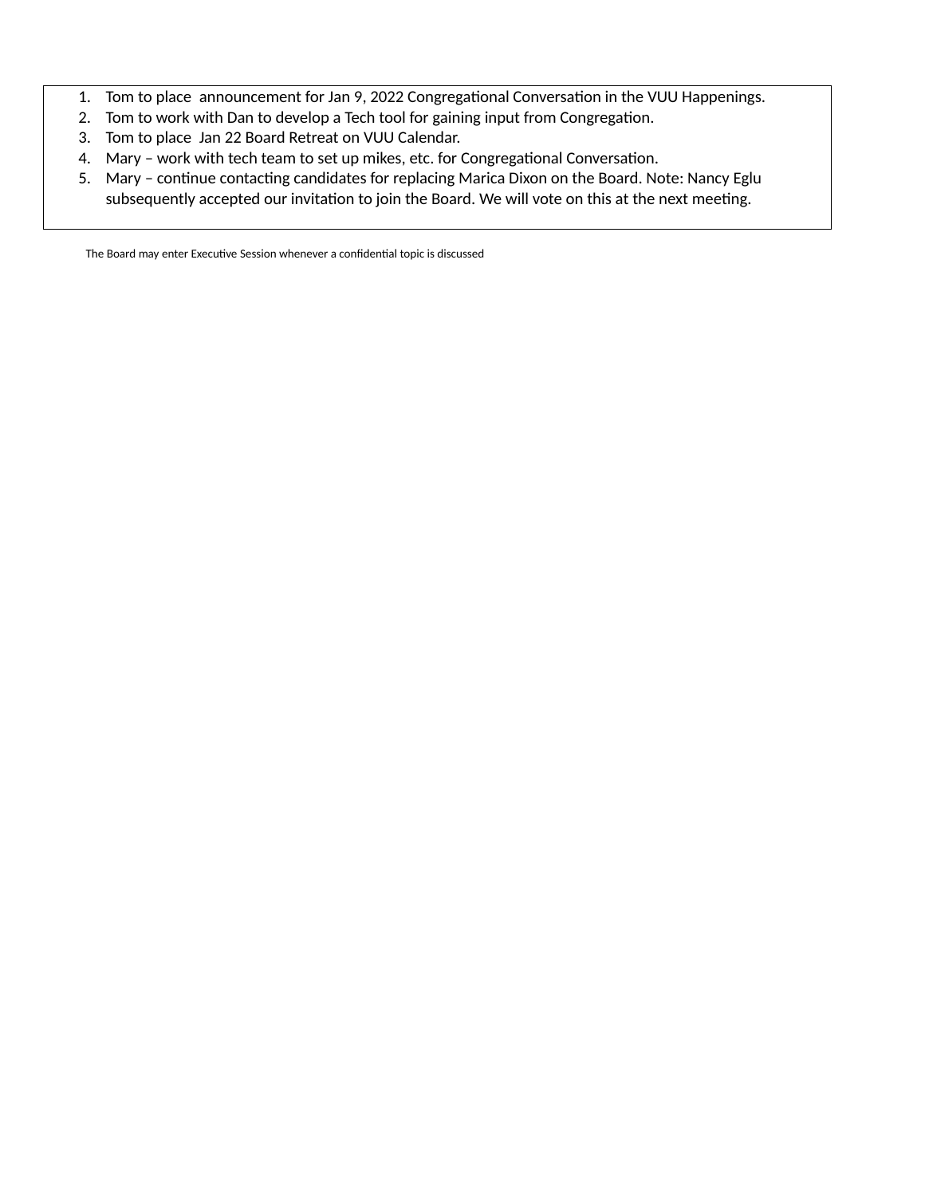1. Tom to place  announcement for Jan 9, 2022 Congregational Conversation in the VUU Happenings.
2. Tom to work with Dan to develop a Tech tool for gaining input from Congregation.
3. Tom to place  Jan 22 Board Retreat on VUU Calendar.
4. Mary – work with tech team to set up mikes, etc. for Congregational Conversation.
5. Mary – continue contacting candidates for replacing Marica Dixon on the Board. Note: Nancy Eglu subsequently accepted our invitation to join the Board. We will vote on this at the next meeting.

The Board may enter Executive Session whenever a confidential topic is discussed